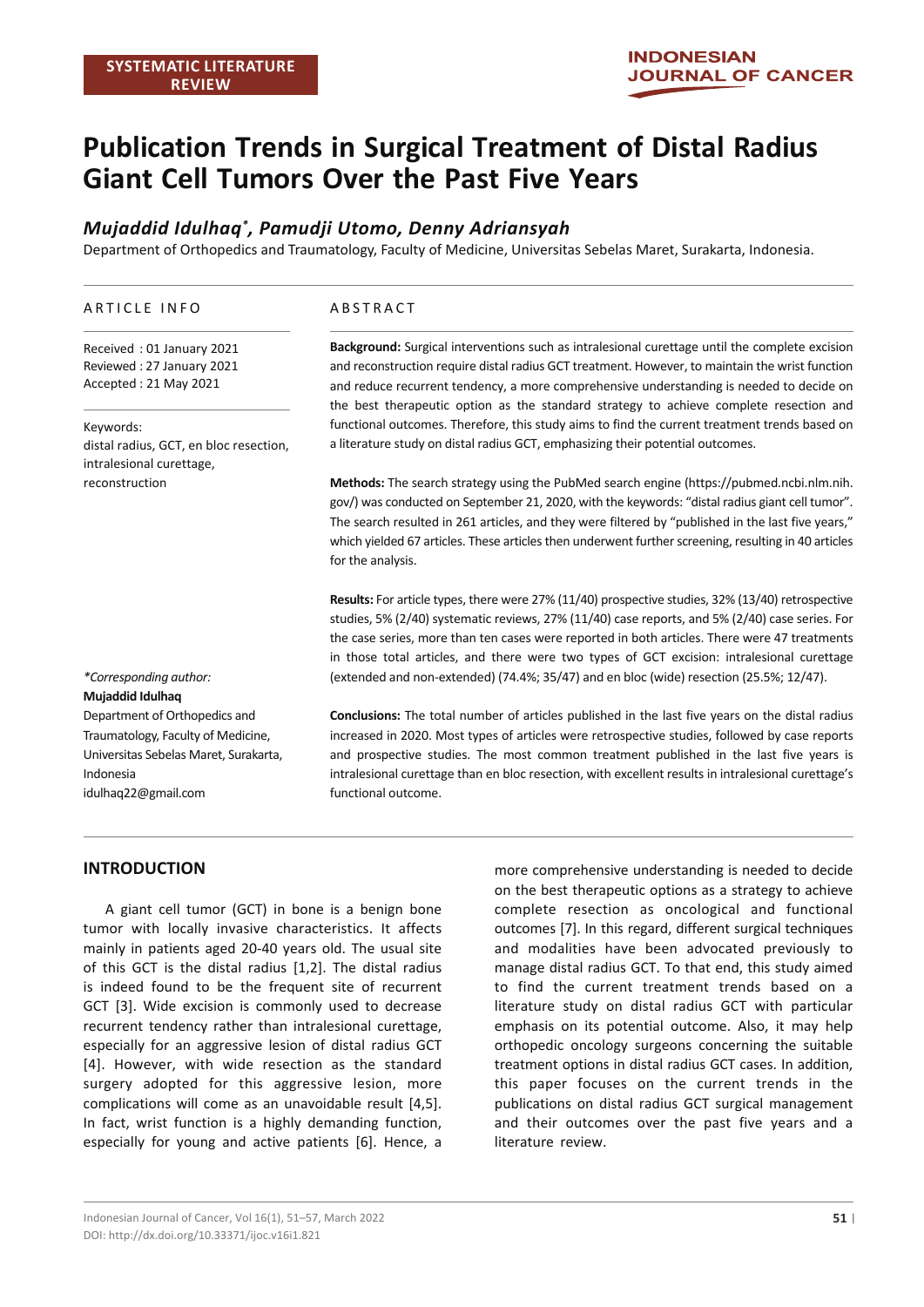SYSTEMATIC LITERATURE REVIEW

# Publication Trends in Surgical Treatment of Distal Radius Giant Cell Tumors Over the Past Five Years

***Mujaddid Idulhaq*, Pamudji Utomo, Denny Adriansyah***

Department of Orthopedics and Traumatology, Faculty of Medicine, Universitas Sebelas Maret, Surakarta, Indonesia.

## ARTICLE INFO

Received : 01 January 2021
Reviewed : 27 January 2021
Accepted : 21 May 2021

Keywords:
distal radius, GCT, en bloc resection, intralesional curettage, reconstruction

*Corresponding author:*
**Mujaddid Idulhaq**
Department of Orthopedics and Traumatology, Faculty of Medicine, Universitas Sebelas Maret, Surakarta, Indonesia
idulhaq22@gmail.com

## ABSTRACT

**Background:** Surgical interventions such as intralesional curettage until the complete excision and reconstruction require distal radius GCT treatment. However, to maintain the wrist function and reduce recurrent tendency, a more comprehensive understanding is needed to decide on the best therapeutic option as the standard strategy to achieve complete resection and functional outcomes. Therefore, this study aims to find the current treatment trends based on a literature study on distal radius GCT, emphasizing their potential outcomes.

**Methods:** The search strategy using the PubMed search engine (https://pubmed.ncbi.nlm.nih.gov/) was conducted on September 21, 2020, with the keywords: "distal radius giant cell tumor". The search resulted in 261 articles, and they were filtered by "published in the last five years," which yielded 67 articles. These articles then underwent further screening, resulting in 40 articles for the analysis.

**Results:** For article types, there were 27% (11/40) prospective studies, 32% (13/40) retrospective studies, 5% (2/40) systematic reviews, 27% (11/40) case reports, and 5% (2/40) case series. For the case series, more than ten cases were reported in both articles. There were 47 treatments in those total articles, and there were two types of GCT excision: intralesional curettage (extended and non-extended) (74.4%; 35/47) and en bloc (wide) resection (25.5%; 12/47).

**Conclusions:** The total number of articles published in the last five years on the distal radius increased in 2020. Most types of articles were retrospective studies, followed by case reports and prospective studies. The most common treatment published in the last five years is intralesional curettage than en bloc resection, with excellent results in intralesional curettage's functional outcome.

## INTRODUCTION

A giant cell tumor (GCT) in bone is a benign bone tumor with locally invasive characteristics. It affects mainly in patients aged 20-40 years old. The usual site of this GCT is the distal radius [1,2]. The distal radius is indeed found to be the frequent site of recurrent GCT [3]. Wide excision is commonly used to decrease recurrent tendency rather than intralesional curettage, especially for an aggressive lesion of distal radius GCT [4]. However, with wide resection as the standard surgery adopted for this aggressive lesion, more complications will come as an unavoidable result [4,5]. In fact, wrist function is a highly demanding function, especially for young and active patients [6]. Hence, a more comprehensive understanding is needed to decide on the best therapeutic options as a strategy to achieve complete resection as oncological and functional outcomes [7]. In this regard, different surgical techniques and modalities have been advocated previously to manage distal radius GCT. To that end, this study aimed to find the current treatment trends based on a literature study on distal radius GCT with particular emphasis on its potential outcome. Also, it may help orthopedic oncology surgeons concerning the suitable treatment options in distal radius GCT cases. In addition, this paper focuses on the current trends in the publications on distal radius GCT surgical management and their outcomes over the past five years and a literature review.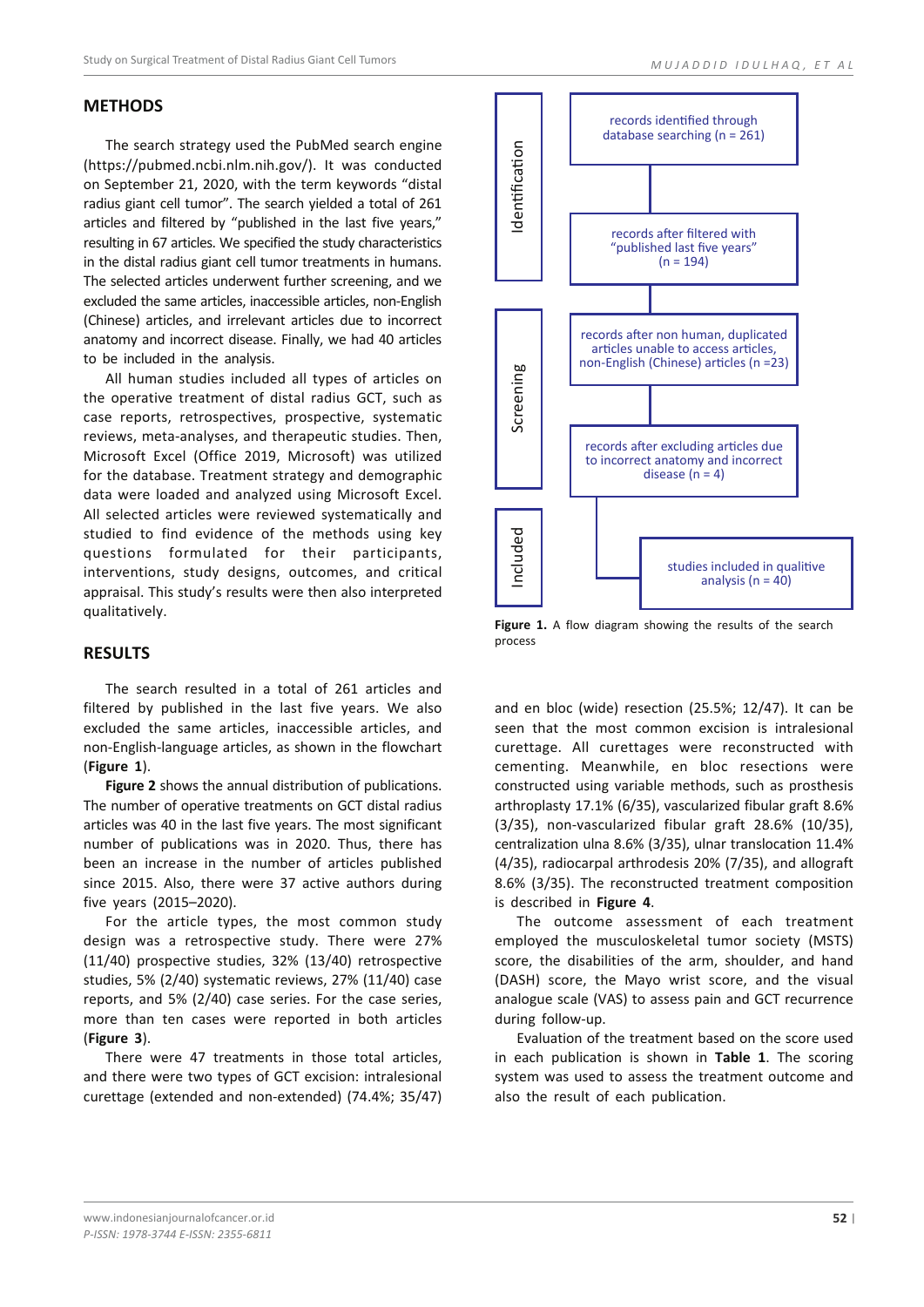## METHODS

The search strategy used the PubMed search engine (https://pubmed.ncbi.nlm.nih.gov/). It was conducted on September 21, 2020, with the term keywords "distal radius giant cell tumor". The search yielded a total of 261 articles and filtered by "published in the last five years," resulting in 67 articles. We specified the study characteristics in the distal radius giant cell tumor treatments in humans. The selected articles underwent further screening, and we excluded the same articles, inaccessible articles, non-English (Chinese) articles, and irrelevant articles due to incorrect anatomy and incorrect disease. Finally, we had 40 articles to be included in the analysis.

All human studies included all types of articles on the operative treatment of distal radius GCT, such as case reports, retrospectives, prospective, systematic reviews, meta-analyses, and therapeutic studies. Then, Microsoft Excel (Office 2019, Microsoft) was utilized for the database. Treatment strategy and demographic data were loaded and analyzed using Microsoft Excel. All selected articles were reviewed systematically and studied to find evidence of the methods using key questions formulated for their participants, interventions, study designs, outcomes, and critical appraisal. This study's results were then also interpreted qualitatively.

## RESULTS

The search resulted in a total of 261 articles and filtered by published in the last five years. We also excluded the same articles, inaccessible articles, and non-English-language articles, as shown in the flowchart (**Figure 1**).

**Figure 2** shows the annual distribution of publications. The number of operative treatments on GCT distal radius articles was 40 in the last five years. The most significant number of publications was in 2020. Thus, there has been an increase in the number of articles published since 2015. Also, there were 37 active authors during five years (2015–2020).

For the article types, the most common study design was a retrospective study. There were 27% (11/40) prospective studies, 32% (13/40) retrospective studies, 5% (2/40) systematic reviews, 27% (11/40) case reports, and 5% (2/40) case series. For the case series, more than ten cases were reported in both articles (**Figure 3**).

There were 47 treatments in those total articles, and there were two types of GCT excision: intralesional curettage (extended and non-extended) (74.4%; 35/47) and en bloc (wide) resection (25.5%; 12/47). It can be seen that the most common excision is intralesional curettage. All curettages were reconstructed with cementing. Meanwhile, en bloc resections were constructed using variable methods, such as prosthesis arthroplasty 17.1% (6/35), vascularized fibular graft 8.6% (3/35), non-vascularized fibular graft 28.6% (10/35), centralization ulna 8.6% (3/35), ulnar translocation 11.4% (4/35), radiocarpal arthrodesis 20% (7/35), and allograft 8.6% (3/35). The reconstructed treatment composition is described in **Figure 4**.

The outcome assessment of each treatment employed the musculoskeletal tumor society (MSTS) score, the disabilities of the arm, shoulder, and hand (DASH) score, the Mayo wrist score, and the visual analogue scale (VAS) to assess pain and GCT recurrence during follow-up.

Evaluation of the treatment based on the score used in each publication is shown in **Table 1**. The scoring system was used to assess the treatment outcome and also the result of each publication.

Identification: records identified through database searching (n = 261) → records after filtered with "published last five years" (n = 194)

Screening: records after non human, duplicated articles unable to access articles, non-English (Chinese) articles (n =23) → records after excluding articles due to incorrect anatomy and incorrect disease (n = 4)

Included: studies included in qualitive analysis (n = 40)

**Figure 1.** A flow diagram showing the results of the search process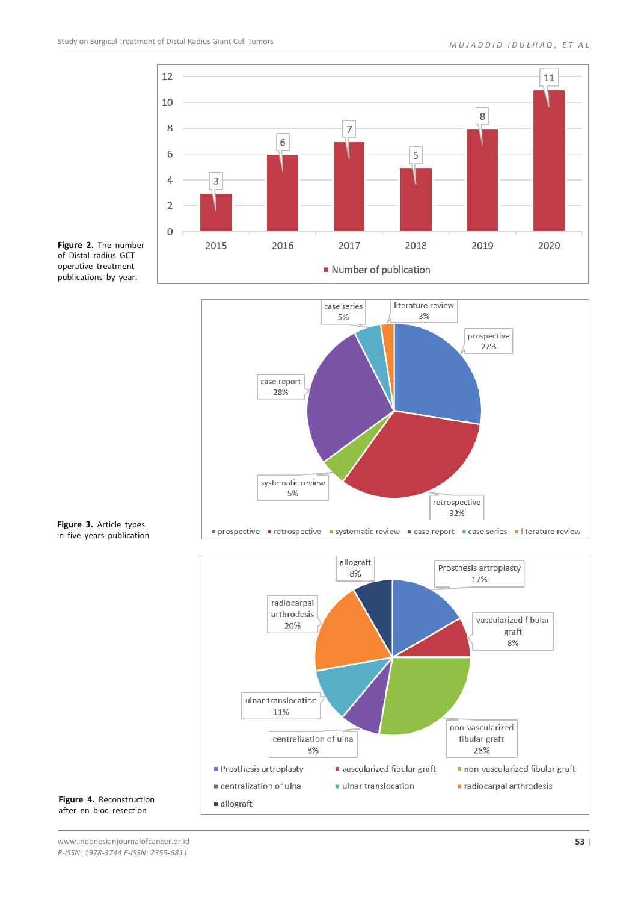Figure 2. The number of Distal radius GCT operative treatment publications by year.

Figure 3. Article types in five years publication

Figure 4. Reconstruction after en bloc resection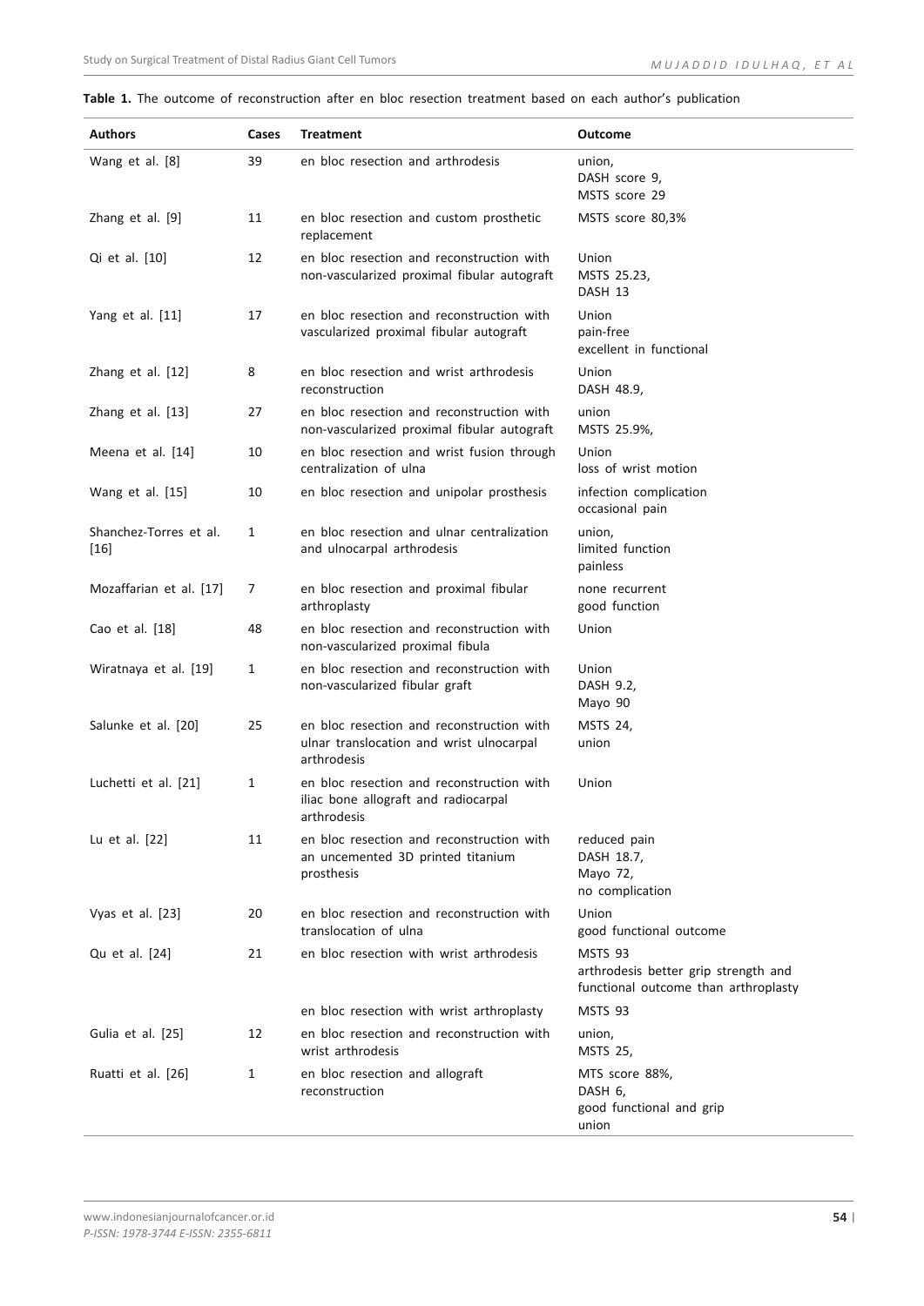**Table 1.** The outcome of reconstruction after en bloc resection treatment based on each author's publication

| Authors | Cases | Treatment | Outcome |
|---|---|---|---|
| Wang et al. [8] | 39 | en bloc resection and arthrodesis | union, DASH score 9, MSTS score 29 |
| Zhang et al. [9] | 11 | en bloc resection and custom prosthetic replacement | MSTS score 80,3% |
| Qi et al. [10] | 12 | en bloc resection and reconstruction with non-vascularized proximal fibular autograft | Union MSTS 25.23, DASH 13 |
| Yang et al. [11] | 17 | en bloc resection and reconstruction with vascularized proximal fibular autograft | Union pain-free excellent in functional |
| Zhang et al. [12] | 8 | en bloc resection and wrist arthrodesis reconstruction | Union DASH 48.9, |
| Zhang et al. [13] | 27 | en bloc resection and reconstruction with non-vascularized proximal fibular autograft | union MSTS 25.9%, |
| Meena et al. [14] | 10 | en bloc resection and wrist fusion through centralization of ulna | Union loss of wrist motion |
| Wang et al. [15] | 10 | en bloc resection and unipolar prosthesis | infection complication occasional pain |
| Shanchez-Torres et al. [16] | 1 | en bloc resection and ulnar centralization and ulnocarpal arthrodesis | union, limited function painless |
| Mozaffarian et al. [17] | 7 | en bloc resection and proximal fibular arthroplasty | none recurrent good function |
| Cao et al. [18] | 48 | en bloc resection and reconstruction with non-vascularized proximal fibula | Union |
| Wiratnaya et al. [19] | 1 | en bloc resection and reconstruction with non-vascularized fibular graft | Union DASH 9.2, Mayo 90 |
| Salunke et al. [20] | 25 | en bloc resection and reconstruction with ulnar translocation and wrist ulnocarpal arthrodesis | MSTS 24, union |
| Luchetti et al. [21] | 1 | en bloc resection and reconstruction with iliac bone allograft and radiocarpal arthrodesis | Union |
| Lu et al. [22] | 11 | en bloc resection and reconstruction with an uncemented 3D printed titanium prosthesis | reduced pain DASH 18.7, Mayo 72, no complication |
| Vyas et al. [23] | 20 | en bloc resection and reconstruction with translocation of ulna | Union good functional outcome |
| Qu et al. [24] | 21 | en bloc resection with wrist arthrodesis | MSTS 93 arthrodesis better grip strength and functional outcome than arthroplasty |
| | | en bloc resection with wrist arthroplasty | MSTS 93 |
| Gulia et al. [25] | 12 | en bloc resection and reconstruction with wrist arthrodesis | union, MSTS 25, |
| Ruatti et al. [26] | 1 | en bloc resection and allograft reconstruction | MTS score 88%, DASH 6, good functional and grip union |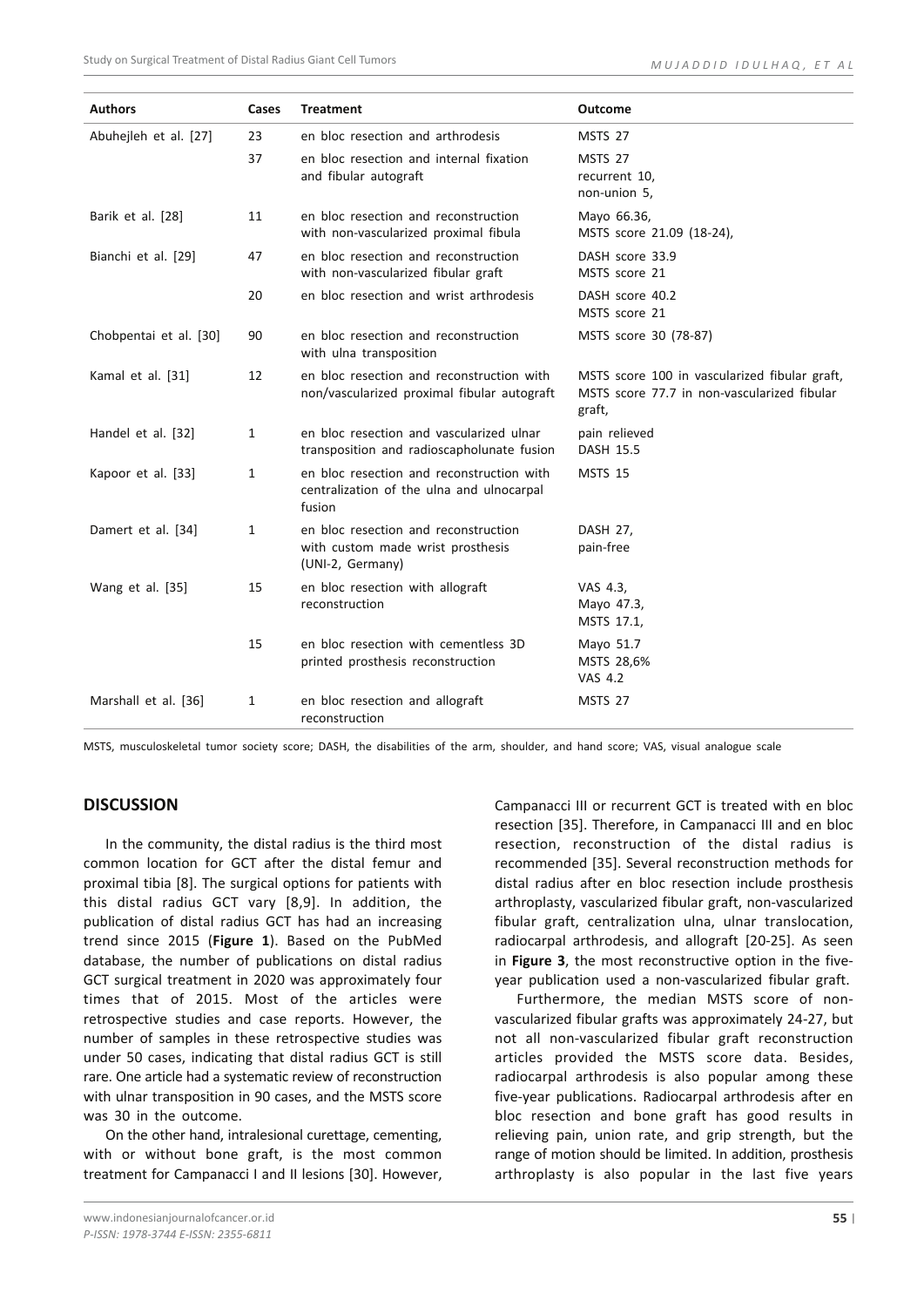| Authors | Cases | Treatment | Outcome |
|---|---|---|---|
| Abuhejleh et al. [27] | 23 | en bloc resection and arthrodesis | MSTS 27 |
| | 37 | en bloc resection and internal fixation and fibular autograft | MSTS 27<br>recurrent 10,<br>non-union 5, |
| Barik et al. [28] | 11 | en bloc resection and reconstruction with non-vascularized proximal fibula | Mayo 66.36,<br>MSTS score 21.09 (18-24), |
| Bianchi et al. [29] | 47 | en bloc resection and reconstruction with non-vascularized fibular graft | DASH score 33.9<br>MSTS score 21 |
| | 20 | en bloc resection and wrist arthrodesis | DASH score 40.2<br>MSTS score 21 |
| Chobpentai et al. [30] | 90 | en bloc resection and reconstruction with ulna transposition | MSTS score 30 (78-87) |
| Kamal et al. [31] | 12 | en bloc resection and reconstruction with non/vascularized proximal fibular autograft | MSTS score 100 in vascularized fibular graft, MSTS score 77.7 in non-vascularized fibular graft, |
| Handel et al. [32] | 1 | en bloc resection and vascularized ulnar transposition and radioscapholunate fusion | pain relieved<br>DASH 15.5 |
| Kapoor et al. [33] | 1 | en bloc resection and reconstruction with centralization of the ulna and ulnocarpal fusion | MSTS 15 |
| Damert et al. [34] | 1 | en bloc resection and reconstruction with custom made wrist prosthesis (UNI-2, Germany) | DASH 27,<br>pain-free |
| Wang et al. [35] | 15 | en bloc resection with allograft reconstruction | VAS 4.3,<br>Mayo 47.3,<br>MSTS 17.1, |
| | 15 | en bloc resection with cementless 3D printed prosthesis reconstruction | Mayo 51.7<br>MSTS 28,6%<br>VAS 4.2 |
| Marshall et al. [36] | 1 | en bloc resection and allograft reconstruction | MSTS 27 |

MSTS, musculoskeletal tumor society score; DASH, the disabilities of the arm, shoulder, and hand score; VAS, visual analogue scale

## DISCUSSION

In the community, the distal radius is the third most common location for GCT after the distal femur and proximal tibia [8]. The surgical options for patients with this distal radius GCT vary [8,9]. In addition, the publication of distal radius GCT has had an increasing trend since 2015 (**Figure 1**). Based on the PubMed database, the number of publications on distal radius GCT surgical treatment in 2020 was approximately four times that of 2015. Most of the articles were retrospective studies and case reports. However, the number of samples in these retrospective studies was under 50 cases, indicating that distal radius GCT is still rare. One article had a systematic review of reconstruction with ulnar transposition in 90 cases, and the MSTS score was 30 in the outcome.

On the other hand, intralesional curettage, cementing, with or without bone graft, is the most common treatment for Campanacci I and II lesions [30]. However, Campanacci III or recurrent GCT is treated with en bloc resection [35]. Therefore, in Campanacci III and en bloc resection, reconstruction of the distal radius is recommended [35]. Several reconstruction methods for distal radius after en bloc resection include prosthesis arthroplasty, vascularized fibular graft, non-vascularized fibular graft, centralization ulna, ulnar translocation, radiocarpal arthrodesis, and allograft [20-25]. As seen in **Figure 3**, the most reconstructive option in the five-year publication used a non-vascularized fibular graft.

Furthermore, the median MSTS score of non-vascularized fibular grafts was approximately 24-27, but not all non-vascularized fibular graft reconstruction articles provided the MSTS score data. Besides, radiocarpal arthrodesis is also popular among these five-year publications. Radiocarpal arthrodesis after en bloc resection and bone graft has good results in relieving pain, union rate, and grip strength, but the range of motion should be limited. In addition, prosthesis arthroplasty is also popular in the last five years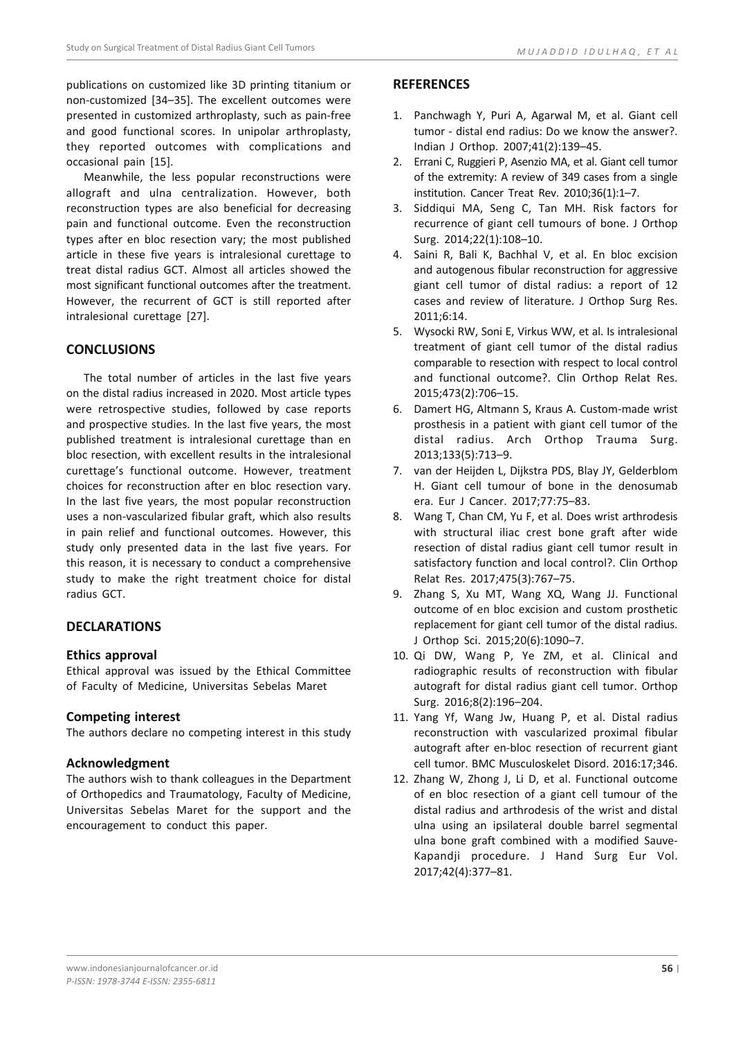publications on customized like 3D printing titanium or non-customized [34–35]. The excellent outcomes were presented in customized arthroplasty, such as pain-free and good functional scores. In unipolar arthroplasty, they reported outcomes with complications and occasional pain [15].

Meanwhile, the less popular reconstructions were allograft and ulna centralization. However, both reconstruction types are also beneficial for decreasing pain and functional outcome. Even the reconstruction types after en bloc resection vary; the most published article in these five years is intralesional curettage to treat distal radius GCT. Almost all articles showed the most significant functional outcomes after the treatment. However, the recurrent of GCT is still reported after intralesional curettage [27].

## CONCLUSIONS

The total number of articles in the last five years on the distal radius increased in 2020. Most article types were retrospective studies, followed by case reports and prospective studies. In the last five years, the most published treatment is intralesional curettage than en bloc resection, with excellent results in the intralesional curettage's functional outcome. However, treatment choices for reconstruction after en bloc resection vary. In the last five years, the most popular reconstruction uses a non-vascularized fibular graft, which also results in pain relief and functional outcomes. However, this study only presented data in the last five years. For this reason, it is necessary to conduct a comprehensive study to make the right treatment choice for distal radius GCT.

## DECLARATIONS

### Ethics approval

Ethical approval was issued by the Ethical Committee of Faculty of Medicine, Universitas Sebelas Maret

### Competing interest

The authors declare no competing interest in this study

### Acknowledgment

The authors wish to thank colleagues in the Department of Orthopedics and Traumatology, Faculty of Medicine, Universitas Sebelas Maret for the support and the encouragement to conduct this paper.

## REFERENCES

1. Panchwagh Y, Puri A, Agarwal M, et al. Giant cell tumor - distal end radius: Do we know the answer?. Indian J Orthop. 2007;41(2):139–45.
2. Errani C, Ruggieri P, Asenzio MA, et al. Giant cell tumor of the extremity: A review of 349 cases from a single institution. Cancer Treat Rev. 2010;36(1):1–7.
3. Siddiqui MA, Seng C, Tan MH. Risk factors for recurrence of giant cell tumours of bone. J Orthop Surg. 2014;22(1):108–10.
4. Saini R, Bali K, Bachhal V, et al. En bloc excision and autogenous fibular reconstruction for aggressive giant cell tumor of distal radius: a report of 12 cases and review of literature. J Orthop Surg Res. 2011;6:14.
5. Wysocki RW, Soni E, Virkus WW, et al. Is intralesional treatment of giant cell tumor of the distal radius comparable to resection with respect to local control and functional outcome?. Clin Orthop Relat Res. 2015;473(2):706–15.
6. Damert HG, Altmann S, Kraus A. Custom-made wrist prosthesis in a patient with giant cell tumor of the distal radius. Arch Orthop Trauma Surg. 2013;133(5):713–9.
7. van der Heijden L, Dijkstra PDS, Blay JY, Gelderblom H. Giant cell tumour of bone in the denosumab era. Eur J Cancer. 2017;77:75–83.
8. Wang T, Chan CM, Yu F, et al. Does wrist arthrodesis with structural iliac crest bone graft after wide resection of distal radius giant cell tumor result in satisfactory function and local control?. Clin Orthop Relat Res. 2017;475(3):767–75.
9. Zhang S, Xu MT, Wang XQ, Wang JJ. Functional outcome of en bloc excision and custom prosthetic replacement for giant cell tumor of the distal radius. J Orthop Sci. 2015;20(6):1090–7.
10. Qi DW, Wang P, Ye ZM, et al. Clinical and radiographic results of reconstruction with fibular autograft for distal radius giant cell tumor. Orthop Surg. 2016;8(2):196–204.
11. Yang Yf, Wang Jw, Huang P, et al. Distal radius reconstruction with vascularized proximal fibular autograft after en-bloc resection of recurrent giant cell tumor. BMC Musculoskelet Disord. 2016:17;346.
12. Zhang W, Zhong J, Li D, et al. Functional outcome of en bloc resection of a giant cell tumour of the distal radius and arthrodesis of the wrist and distal ulna using an ipsilateral double barrel segmental ulna bone graft combined with a modified Sauve-Kapandji procedure. J Hand Surg Eur Vol. 2017;42(4):377–81.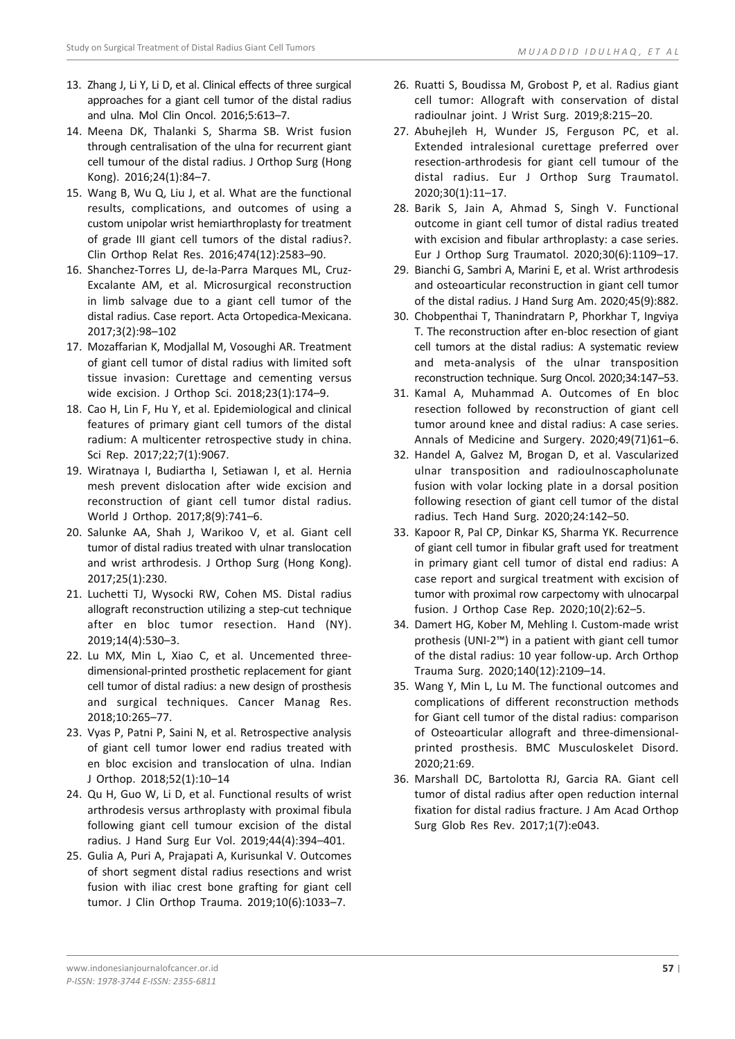13. Zhang J, Li Y, Li D, et al. Clinical effects of three surgical approaches for a giant cell tumor of the distal radius and ulna. Mol Clin Oncol. 2016;5:613–7.
14. Meena DK, Thalanki S, Sharma SB. Wrist fusion through centralisation of the ulna for recurrent giant cell tumour of the distal radius. J Orthop Surg (Hong Kong). 2016;24(1):84–7.
15. Wang B, Wu Q, Liu J, et al. What are the functional results, complications, and outcomes of using a custom unipolar wrist hemiarthroplasty for treatment of grade III giant cell tumors of the distal radius?. Clin Orthop Relat Res. 2016;474(12):2583–90.
16. Shanchez-Torres LJ, de-la-Parra Marques ML, Cruz-Excalante AM, et al. Microsurgical reconstruction in limb salvage due to a giant cell tumor of the distal radius. Case report. Acta Ortopedica-Mexicana. 2017;3(2):98–102
17. Mozaffarian K, Modjallal M, Vosoughi AR. Treatment of giant cell tumor of distal radius with limited soft tissue invasion: Curettage and cementing versus wide excision. J Orthop Sci. 2018;23(1):174–9.
18. Cao H, Lin F, Hu Y, et al. Epidemiological and clinical features of primary giant cell tumors of the distal radium: A multicenter retrospective study in china. Sci Rep. 2017;22;7(1):9067.
19. Wiratnaya I, Budiartha I, Setiawan I, et al. Hernia mesh prevent dislocation after wide excision and reconstruction of giant cell tumor distal radius. World J Orthop. 2017;8(9):741–6.
20. Salunke AA, Shah J, Warikoo V, et al. Giant cell tumor of distal radius treated with ulnar translocation and wrist arthrodesis. J Orthop Surg (Hong Kong). 2017;25(1):230.
21. Luchetti TJ, Wysocki RW, Cohen MS. Distal radius allograft reconstruction utilizing a step-cut technique after en bloc tumor resection. Hand (NY). 2019;14(4):530–3.
22. Lu MX, Min L, Xiao C, et al. Uncemented three-dimensional-printed prosthetic replacement for giant cell tumor of distal radius: a new design of prosthesis and surgical techniques. Cancer Manag Res. 2018;10:265–77.
23. Vyas P, Patni P, Saini N, et al. Retrospective analysis of giant cell tumor lower end radius treated with en bloc excision and translocation of ulna. Indian J Orthop. 2018;52(1):10–14
24. Qu H, Guo W, Li D, et al. Functional results of wrist arthrodesis versus arthroplasty with proximal fibula following giant cell tumour excision of the distal radius. J Hand Surg Eur Vol. 2019;44(4):394–401.
25. Gulia A, Puri A, Prajapati A, Kurisunkal V. Outcomes of short segment distal radius resections and wrist fusion with iliac crest bone grafting for giant cell tumor. J Clin Orthop Trauma. 2019;10(6):1033–7.
26. Ruatti S, Boudissa M, Grobost P, et al. Radius giant cell tumor: Allograft with conservation of distal radioulnar joint. J Wrist Surg. 2019;8:215–20.
27. Abuhejleh H, Wunder JS, Ferguson PC, et al. Extended intralesional curettage preferred over resection-arthrodesis for giant cell tumour of the distal radius. Eur J Orthop Surg Traumatol. 2020;30(1):11–17.
28. Barik S, Jain A, Ahmad S, Singh V. Functional outcome in giant cell tumor of distal radius treated with excision and fibular arthroplasty: a case series. Eur J Orthop Surg Traumatol. 2020;30(6):1109–17.
29. Bianchi G, Sambri A, Marini E, et al. Wrist arthrodesis and osteoarticular reconstruction in giant cell tumor of the distal radius. J Hand Surg Am. 2020;45(9):882.
30. Chobpenthai T, Thanindratarn P, Phorkhar T, Ingviya T. The reconstruction after en-bloc resection of giant cell tumors at the distal radius: A systematic review and meta-analysis of the ulnar transposition reconstruction technique. Surg Oncol. 2020;34:147–53.
31. Kamal A, Muhammad A. Outcomes of En bloc resection followed by reconstruction of giant cell tumor around knee and distal radius: A case series. Annals of Medicine and Surgery. 2020;49(71)61–6.
32. Handel A, Galvez M, Brogan D, et al. Vascularized ulnar transposition and radioulnoscapholunate fusion with volar locking plate in a dorsal position following resection of giant cell tumor of the distal radius. Tech Hand Surg. 2020;24:142–50.
33. Kapoor R, Pal CP, Dinkar KS, Sharma YK. Recurrence of giant cell tumor in fibular graft used for treatment in primary giant cell tumor of distal end radius: A case report and surgical treatment with excision of tumor with proximal row carpectomy with ulnocarpal fusion. J Orthop Case Rep. 2020;10(2):62–5.
34. Damert HG, Kober M, Mehling I. Custom-made wrist prothesis (UNI-2™) in a patient with giant cell tumor of the distal radius: 10 year follow-up. Arch Orthop Trauma Surg. 2020;140(12):2109–14.
35. Wang Y, Min L, Lu M. The functional outcomes and complications of different reconstruction methods for Giant cell tumor of the distal radius: comparison of Osteoarticular allograft and three-dimensional-printed prosthesis. BMC Musculoskelet Disord. 2020;21:69.
36. Marshall DC, Bartolotta RJ, Garcia RA. Giant cell tumor of distal radius after open reduction internal fixation for distal radius fracture. J Am Acad Orthop Surg Glob Res Rev. 2017;1(7):e043.